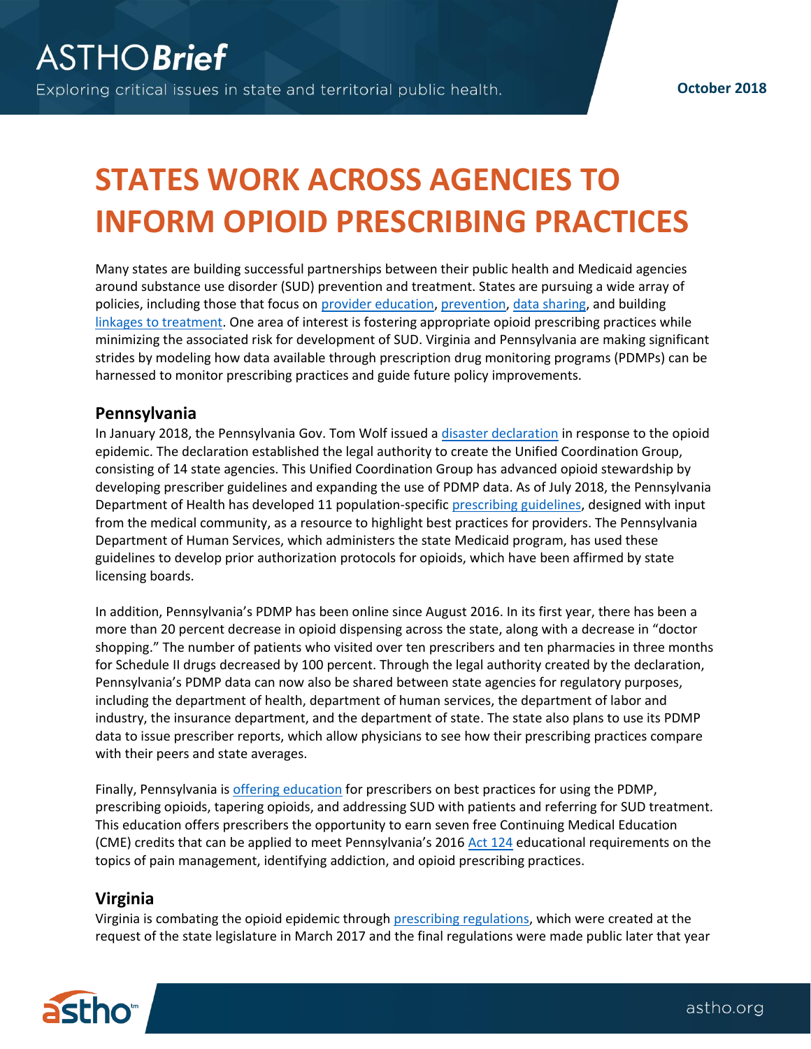# STATES WORK ACROSS AGENCIES TO INFORM OPIOID PRESCRIBING PRACTICES

Many states are building successful partnerships between their public health and Medicaid agencies around substance use disorder (SUD) prevention and treatment. States are pursuing a wide array of policies, including those that focus on provider education, prevention, data sharing, and building linkages to treatment. One area of interest is fostering appropriate opioid prescribing practices while minimizing the associated risk for development of SUD. Virginia and Pennsylvania are making significant strides by modeling how data available through prescription drug monitoring programs (PDMPs) can be harnessed to monitor prescribing practices and guide future policy improvements.

## Pennsylvania

In January 2018, the Pennsylvania Gov. Tom Wolf issued a disaster declaration in response to the opioid epidemic. The declaration established the legal authority to create the Unified Coordination Group, consisting of 14 state agencies. This Unified Coordination Group has advanced opioid stewardship by developing prescriber guidelines and expanding the use of PDMP data. As of July 2018, the Pennsylvania Department of Health has developed 11 population-specific prescribing guidelines, designed with input from the medical community, as a resource to highlight best practices for providers. The Pennsylvania Department of Human Services, which administers the state Medicaid program, has used these guidelines to develop prior authorization protocols for opioids, which have been affirmed by state licensing boards.

In addition, Pennsylvania's PDMP has been online since August 2016. In its first year, there has been a more than 20 percent decrease in opioid dispensing across the state, along with a decrease in "doctor shopping." The number of patients who visited over ten prescribers and ten pharmacies in three months for Schedule II drugs decreased by 100 percent. Through the legal authority created by the declaration, Pennsylvania's PDMP data can now also be shared between state agencies for regulatory purposes, including the department of health, department of human services, the department of labor and industry, the insurance department, and the department of state. The state also plans to use its PDMP data to issue prescriber reports, which allow physicians to see how their prescribing practices compare with their peers and state averages.

Finally, Pennsylvania is offering education for prescribers on best practices for using the PDMP, prescribing opioids, tapering opioids, and addressing SUD with patients and referring for SUD treatment. This education offers prescribers the opportunity to earn seven free Continuing Medical Education (CME) credits that can be applied to meet Pennsylvania's 2016 Act 124 educational requirements on the topics of pain management, identifying addiction, and opioid prescribing practices.

## Virginia

Virginia is combating the opioid epidemic through prescribing regulations, which were created at the request of the state legislature in March 2017 and the final regulations were made public later that year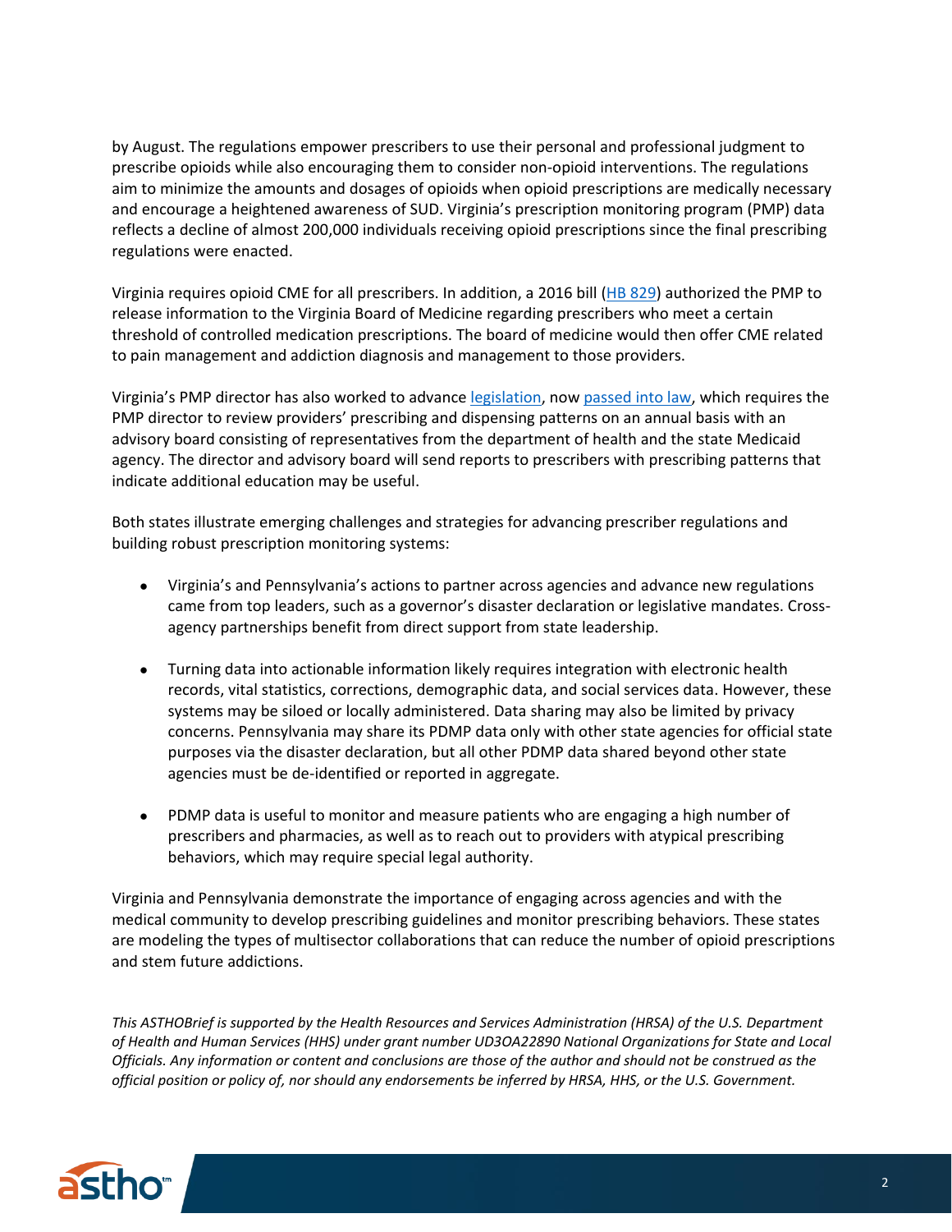by August. The regulations empower prescribers to use their personal and professional judgment to prescribe opioids while also encouraging them to consider non-opioid interventions. The regulations aim to minimize the amounts and dosages of opioids when opioid prescriptions are medically necessary and encourage a heightened awareness of SUD. Virginia's prescription monitoring program (PMP) data reflects a decline of almost 200,000 individuals receiving opioid prescriptions since the final prescribing regulations were enacted.

Virginia requires opioid CME for all prescribers. In addition, a 2016 bill (HB 829) authorized the PMP to release information to the Virginia Board of Medicine regarding prescribers who meet a certain threshold of controlled medication prescriptions. The board of medicine would then offer CME related to pain management and addiction diagnosis and management to those providers.

Virginia's PMP director has also worked to advance legislation, now passed into law, which requires the PMP director to review providers' prescribing and dispensing patterns on an annual basis with an advisory board consisting of representatives from the department of health and the state Medicaid agency. The director and advisory board will send reports to prescribers with prescribing patterns that indicate additional education may be useful.

Both states illustrate emerging challenges and strategies for advancing prescriber regulations and building robust prescription monitoring systems:

- Virginia's and Pennsylvania's actions to partner across agencies and advance new regulations came from top leaders, such as a governor's disaster declaration or legislative mandates. Cross-agency partnerships benefit from direct support from state leadership.

- Turning data into actionable information likely requires integration with electronic health records, vital statistics, corrections, demographic data, and social services data. However, these systems may be siloed or locally administered. Data sharing may also be limited by privacy concerns. Pennsylvania may share its PDMP data only with other state agencies for official state purposes via the disaster declaration, but all other PDMP data shared beyond other state agencies must be de-identified or reported in aggregate.

- PDMP data is useful to monitor and measure patients who are engaging a high number of prescribers and pharmacies, as well as to reach out to providers with atypical prescribing behaviors, which may require special legal authority.

Virginia and Pennsylvania demonstrate the importance of engaging across agencies and with the medical community to develop prescribing guidelines and monitor prescribing behaviors. These states are modeling the types of multisector collaborations that can reduce the number of opioid prescriptions and stem future addictions.

*This ASTHOBrief is supported by the Health Resources and Services Administration (HRSA) of the U.S. Department of Health and Human Services (HHS) under grant number UD3OA22890 National Organizations for State and Local Officials. Any information or content and conclusions are those of the author and should not be construed as the official position or policy of, nor should any endorsements be inferred by HRSA, HHS, or the U.S. Government.*